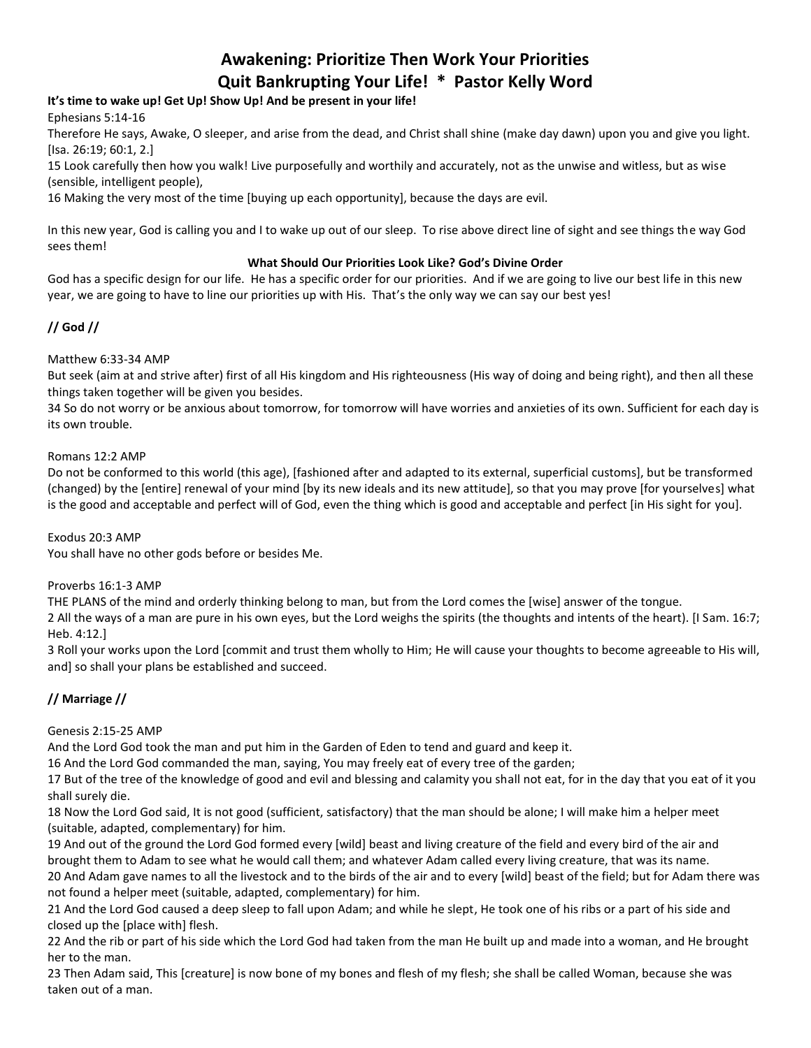# Awakening: Prioritize Then Work Your Priorities
# Quit Bankrupting Your Life! * Pastor Kelly Word

**It's time to wake up! Get Up! Show Up! And be present in your life!**

Ephesians 5:14-16

Therefore He says, Awake, O sleeper, and arise from the dead, and Christ shall shine (make day dawn) upon you and give you light. [Isa. 26:19; 60:1, 2.]

15 Look carefully then how you walk! Live purposefully and worthily and accurately, not as the unwise and witless, but as wise (sensible, intelligent people),

16 Making the very most of the time [buying up each opportunity], because the days are evil.

In this new year, God is calling you and I to wake up out of our sleep. To rise above direct line of sight and see things the way God sees them!

**What Should Our Priorities Look Like? God's Divine Order**

God has a specific design for our life. He has a specific order for our priorities. And if we are going to live our best life in this new year, we are going to have to line our priorities up with His. That's the only way we can say our best yes!

## // God //

Matthew 6:33-34 AMP

But seek (aim at and strive after) first of all His kingdom and His righteousness (His way of doing and being right), and then all these things taken together will be given you besides.

34 So do not worry or be anxious about tomorrow, for tomorrow will have worries and anxieties of its own. Sufficient for each day is its own trouble.

Romans 12:2 AMP

Do not be conformed to this world (this age), [fashioned after and adapted to its external, superficial customs], but be transformed (changed) by the [entire] renewal of your mind [by its new ideals and its new attitude], so that you may prove [for yourselves] what is the good and acceptable and perfect will of God, even the thing which is good and acceptable and perfect [in His sight for you].

Exodus 20:3 AMP

You shall have no other gods before or besides Me.

Proverbs 16:1-3 AMP

THE PLANS of the mind and orderly thinking belong to man, but from the Lord comes the [wise] answer of the tongue.

2 All the ways of a man are pure in his own eyes, but the Lord weighs the spirits (the thoughts and intents of the heart). [I Sam. 16:7; Heb. 4:12.]

3 Roll your works upon the Lord [commit and trust them wholly to Him; He will cause your thoughts to become agreeable to His will, and] so shall your plans be established and succeed.

## // Marriage //

Genesis 2:15-25 AMP

And the Lord God took the man and put him in the Garden of Eden to tend and guard and keep it.

16 And the Lord God commanded the man, saying, You may freely eat of every tree of the garden;

17 But of the tree of the knowledge of good and evil and blessing and calamity you shall not eat, for in the day that you eat of it you shall surely die.

18 Now the Lord God said, It is not good (sufficient, satisfactory) that the man should be alone; I will make him a helper meet (suitable, adapted, complementary) for him.

19 And out of the ground the Lord God formed every [wild] beast and living creature of the field and every bird of the air and brought them to Adam to see what he would call them; and whatever Adam called every living creature, that was its name.

20 And Adam gave names to all the livestock and to the birds of the air and to every [wild] beast of the field; but for Adam there was not found a helper meet (suitable, adapted, complementary) for him.

21 And the Lord God caused a deep sleep to fall upon Adam; and while he slept, He took one of his ribs or a part of his side and closed up the [place with] flesh.

22 And the rib or part of his side which the Lord God had taken from the man He built up and made into a woman, and He brought her to the man.

23 Then Adam said, This [creature] is now bone of my bones and flesh of my flesh; she shall be called Woman, because she was taken out of a man.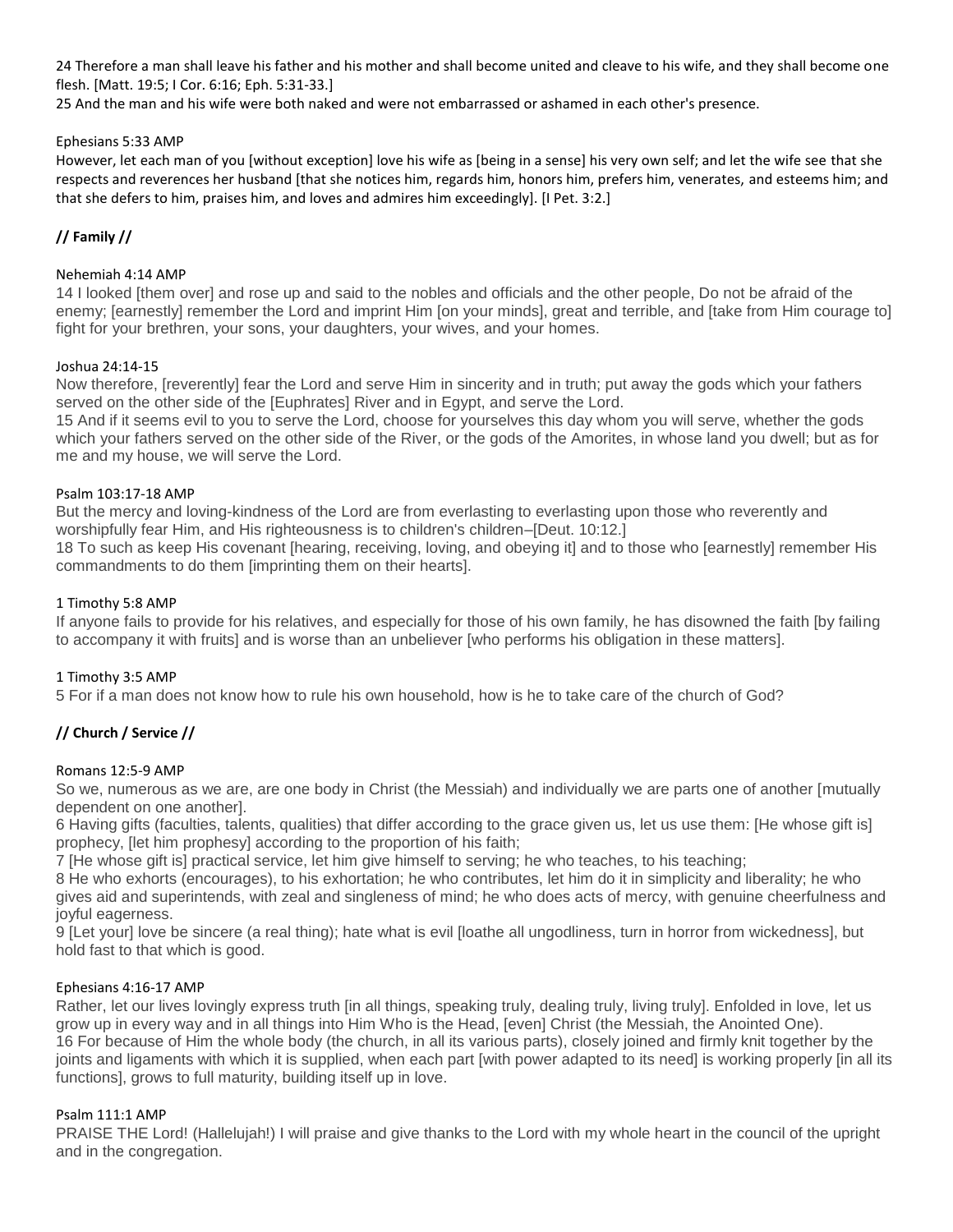24 Therefore a man shall leave his father and his mother and shall become united and cleave to his wife, and they shall become one flesh. [Matt. 19:5; I Cor. 6:16; Eph. 5:31-33.]
25 And the man and his wife were both naked and were not embarrassed or ashamed in each other's presence.

Ephesians 5:33 AMP
However, let each man of you [without exception] love his wife as [being in a sense] his very own self; and let the wife see that she respects and reverences her husband [that she notices him, regards him, honors him, prefers him, venerates, and esteems him; and that she defers to him, praises him, and loves and admires him exceedingly]. [I Pet. 3:2.]

**// Family //**

Nehemiah 4:14 AMP
14 I looked [them over] and rose up and said to the nobles and officials and the other people, Do not be afraid of the enemy; [earnestly] remember the Lord and imprint Him [on your minds], great and terrible, and [take from Him courage to] fight for your brethren, your sons, your daughters, your wives, and your homes.

Joshua 24:14-15
Now therefore, [reverently] fear the Lord and serve Him in sincerity and in truth; put away the gods which your fathers served on the other side of the [Euphrates] River and in Egypt, and serve the Lord.
15 And if it seems evil to you to serve the Lord, choose for yourselves this day whom you will serve, whether the gods which your fathers served on the other side of the River, or the gods of the Amorites, in whose land you dwell; but as for me and my house, we will serve the Lord.

Psalm 103:17-18 AMP
But the mercy and loving-kindness of the Lord are from everlasting to everlasting upon those who reverently and worshipfully fear Him, and His righteousness is to children's children–[Deut. 10:12.]
18 To such as keep His covenant [hearing, receiving, loving, and obeying it] and to those who [earnestly] remember His commandments to do them [imprinting them on their hearts].

1 Timothy 5:8 AMP
If anyone fails to provide for his relatives, and especially for those of his own family, he has disowned the faith [by failing to accompany it with fruits] and is worse than an unbeliever [who performs his obligation in these matters].

1 Timothy 3:5 AMP
5 For if a man does not know how to rule his own household, how is he to take care of the church of God?

**// Church / Service //**

Romans 12:5-9 AMP
So we, numerous as we are, are one body in Christ (the Messiah) and individually we are parts one of another [mutually dependent on one another].
6 Having gifts (faculties, talents, qualities) that differ according to the grace given us, let us use them: [He whose gift is] prophecy, [let him prophesy] according to the proportion of his faith;
7 [He whose gift is] practical service, let him give himself to serving; he who teaches, to his teaching;
8 He who exhorts (encourages), to his exhortation; he who contributes, let him do it in simplicity and liberality; he who gives aid and superintends, with zeal and singleness of mind; he who does acts of mercy, with genuine cheerfulness and joyful eagerness.
9 [Let your] love be sincere (a real thing); hate what is evil [loathe all ungodliness, turn in horror from wickedness], but hold fast to that which is good.

Ephesians 4:16-17 AMP
Rather, let our lives lovingly express truth [in all things, speaking truly, dealing truly, living truly]. Enfolded in love, let us grow up in every way and in all things into Him Who is the Head, [even] Christ (the Messiah, the Anointed One).
16 For because of Him the whole body (the church, in all its various parts), closely joined and firmly knit together by the joints and ligaments with which it is supplied, when each part [with power adapted to its need] is working properly [in all its functions], grows to full maturity, building itself up in love.

Psalm 111:1 AMP
PRAISE THE Lord! (Hallelujah!) I will praise and give thanks to the Lord with my whole heart in the council of the upright and in the congregation.